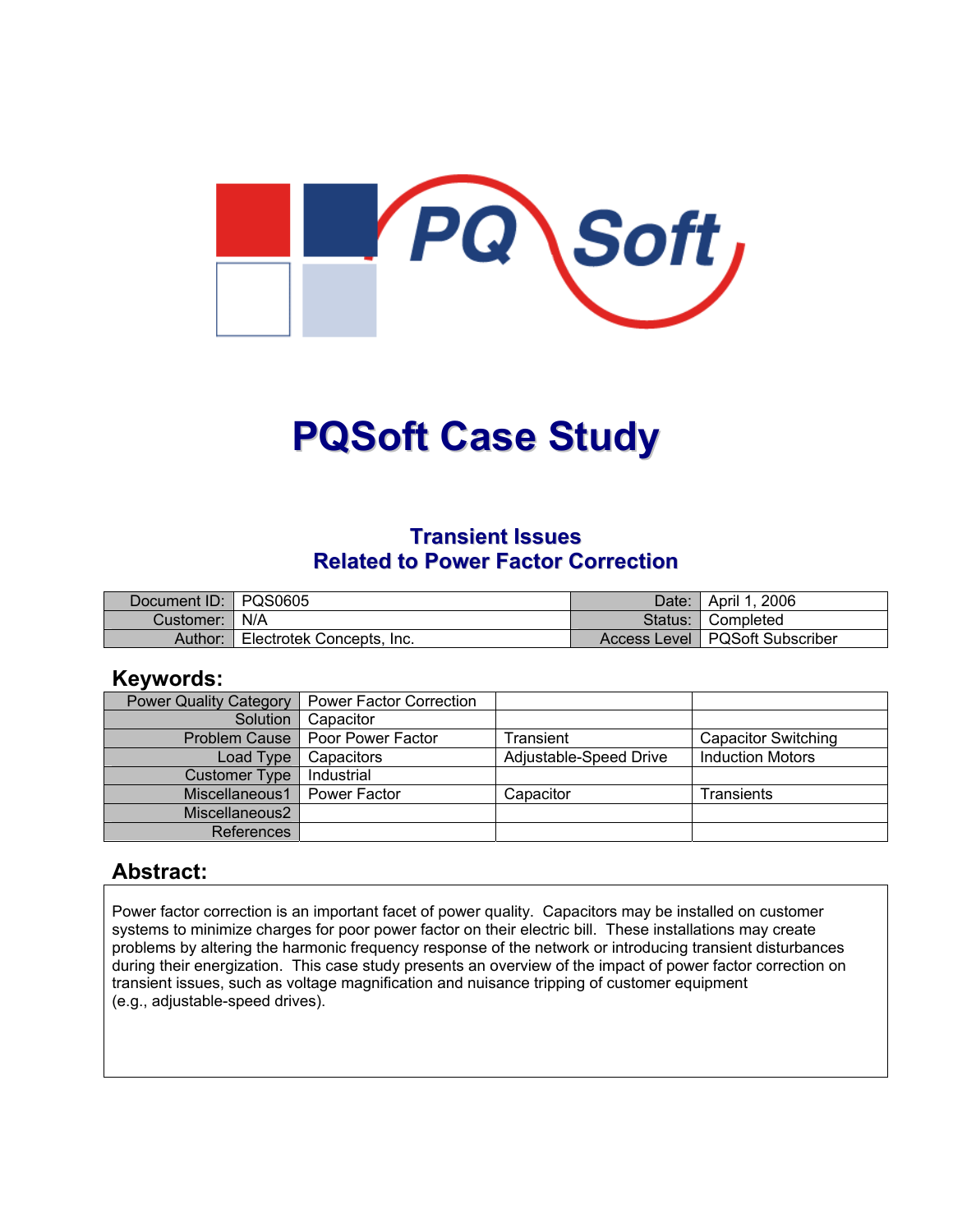# PQSoft Case Study

## Transient Issues
## Related to Power Factor Correction

| Document ID: | PQS0605 | Date: | April 1, 2006 |
|---|---|---|---|
| Customer: | N/A | Status: | Completed |
| Author: | Electrotek Concepts, Inc. | Access Level | PQSoft Subscriber |

## Keywords:

| Power Quality Category | Power Factor Correction | | |
|---|---|---|---|
| Solution | Capacitor | | |
| Problem Cause | Poor Power Factor | Transient | Capacitor Switching |
| Load Type | Capacitors | Adjustable-Speed Drive | Induction Motors |
| Customer Type | Industrial | | |
| Miscellaneous1 | Power Factor | Capacitor | Transients |
| Miscellaneous2 | | | |
| References | | | |

## Abstract:

Power factor correction is an important facet of power quality. Capacitors may be installed on customer systems to minimize charges for poor power factor on their electric bill. These installations may create problems by altering the harmonic frequency response of the network or introducing transient disturbances during their energization. This case study presents an overview of the impact of power factor correction on transient issues, such as voltage magnification and nuisance tripping of customer equipment (e.g., adjustable-speed drives).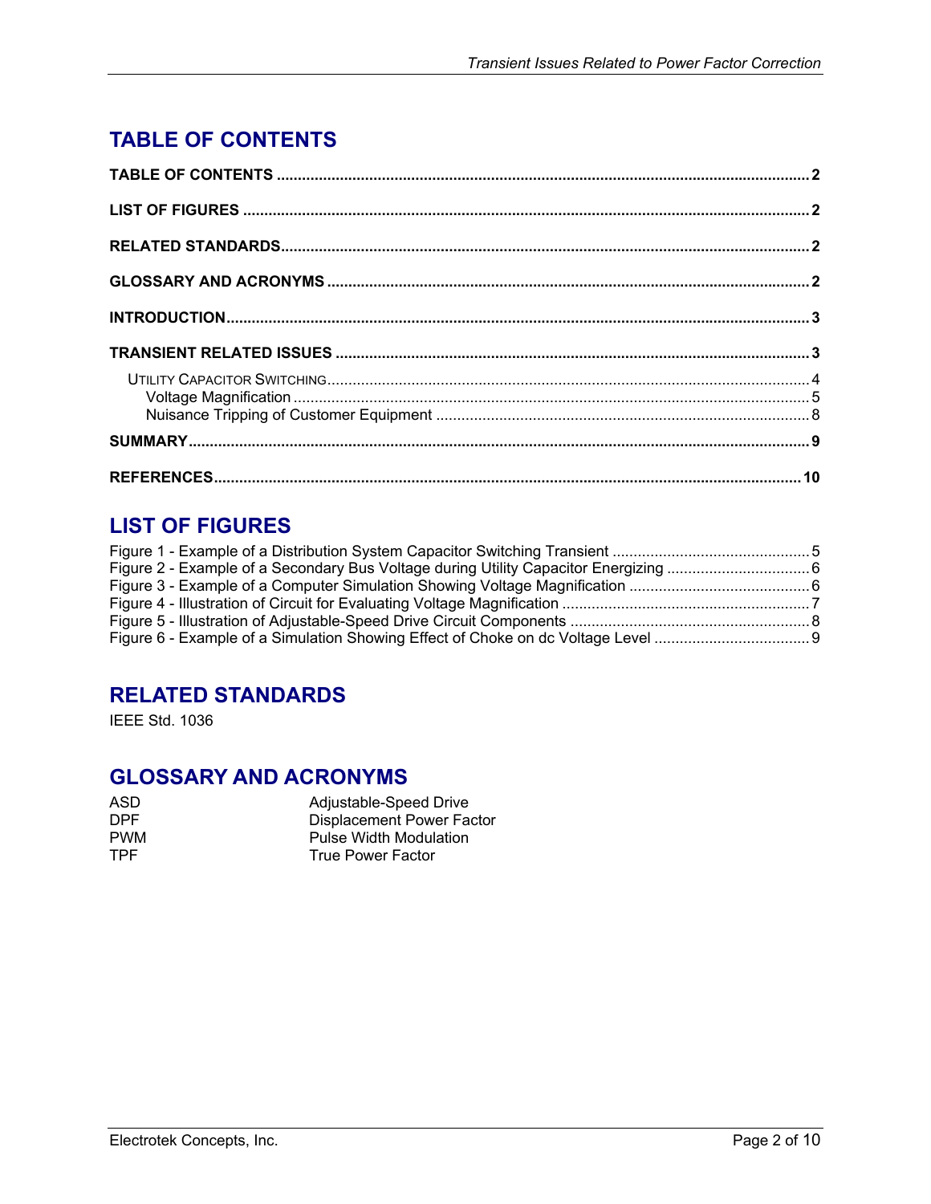# TABLE OF CONTENTS

**TABLE OF CONTENTS** .......... **2**

**LIST OF FIGURES** .......... **2**

**RELATED STANDARDS** .......... **2**

**GLOSSARY AND ACRONYMS** .......... **2**

**INTRODUCTION** .......... **3**

**TRANSIENT RELATED ISSUES** .......... **3**

- UTILITY CAPACITOR SWITCHING .......... 4
  - Voltage Magnification .......... 5
  - Nuisance Tripping of Customer Equipment .......... 8

**SUMMARY** .......... **9**

**REFERENCES** .......... **10**

# LIST OF FIGURES

Figure 1 - Example of a Distribution System Capacitor Switching Transient .......... 5
Figure 2 - Example of a Secondary Bus Voltage during Utility Capacitor Energizing .......... 6
Figure 3 - Example of a Computer Simulation Showing Voltage Magnification .......... 6
Figure 4 - Illustration of Circuit for Evaluating Voltage Magnification .......... 7
Figure 5 - Illustration of Adjustable-Speed Drive Circuit Components .......... 8
Figure 6 - Example of a Simulation Showing Effect of Choke on dc Voltage Level .......... 9

# RELATED STANDARDS

IEEE Std. 1036

# GLOSSARY AND ACRONYMS

| | |
|---|---|
| ASD | Adjustable-Speed Drive |
| DPF | Displacement Power Factor |
| PWM | Pulse Width Modulation |
| TPF | True Power Factor |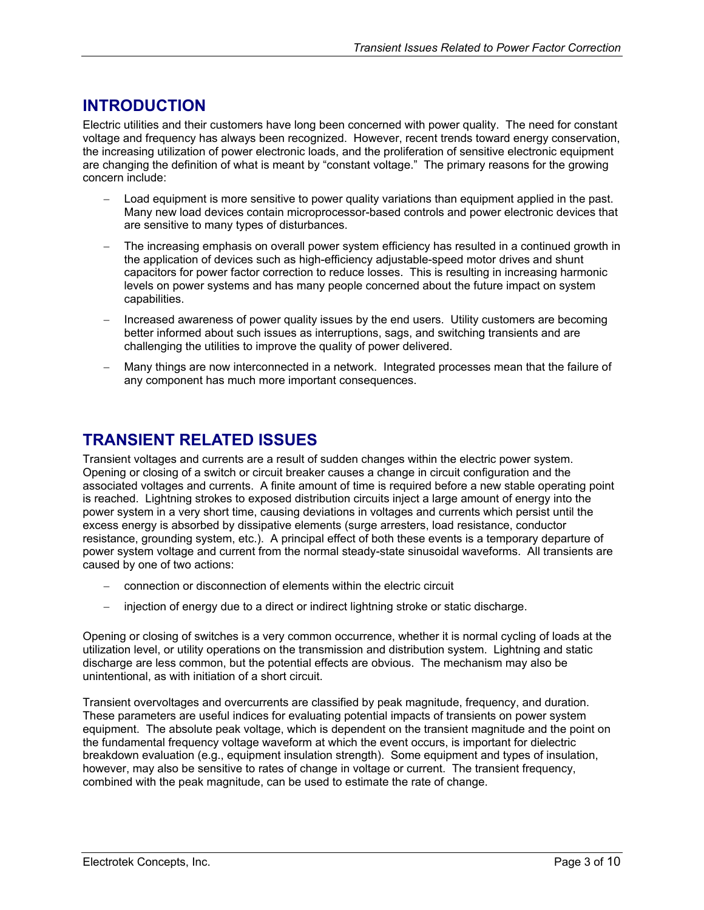## INTRODUCTION

Electric utilities and their customers have long been concerned with power quality. The need for constant voltage and frequency has always been recognized. However, recent trends toward energy conservation, the increasing utilization of power electronic loads, and the proliferation of sensitive electronic equipment are changing the definition of what is meant by "constant voltage." The primary reasons for the growing concern include:

- Load equipment is more sensitive to power quality variations than equipment applied in the past. Many new load devices contain microprocessor-based controls and power electronic devices that are sensitive to many types of disturbances.
- The increasing emphasis on overall power system efficiency has resulted in a continued growth in the application of devices such as high-efficiency adjustable-speed motor drives and shunt capacitors for power factor correction to reduce losses. This is resulting in increasing harmonic levels on power systems and has many people concerned about the future impact on system capabilities.
- Increased awareness of power quality issues by the end users. Utility customers are becoming better informed about such issues as interruptions, sags, and switching transients and are challenging the utilities to improve the quality of power delivered.
- Many things are now interconnected in a network. Integrated processes mean that the failure of any component has much more important consequences.

## TRANSIENT RELATED ISSUES

Transient voltages and currents are a result of sudden changes within the electric power system. Opening or closing of a switch or circuit breaker causes a change in circuit configuration and the associated voltages and currents. A finite amount of time is required before a new stable operating point is reached. Lightning strokes to exposed distribution circuits inject a large amount of energy into the power system in a very short time, causing deviations in voltages and currents which persist until the excess energy is absorbed by dissipative elements (surge arresters, load resistance, conductor resistance, grounding system, etc.). A principal effect of both these events is a temporary departure of power system voltage and current from the normal steady-state sinusoidal waveforms. All transients are caused by one of two actions:

- connection or disconnection of elements within the electric circuit
- injection of energy due to a direct or indirect lightning stroke or static discharge.

Opening or closing of switches is a very common occurrence, whether it is normal cycling of loads at the utilization level, or utility operations on the transmission and distribution system. Lightning and static discharge are less common, but the potential effects are obvious. The mechanism may also be unintentional, as with initiation of a short circuit.

Transient overvoltages and overcurrents are classified by peak magnitude, frequency, and duration. These parameters are useful indices for evaluating potential impacts of transients on power system equipment. The absolute peak voltage, which is dependent on the transient magnitude and the point on the fundamental frequency voltage waveform at which the event occurs, is important for dielectric breakdown evaluation (e.g., equipment insulation strength). Some equipment and types of insulation, however, may also be sensitive to rates of change in voltage or current. The transient frequency, combined with the peak magnitude, can be used to estimate the rate of change.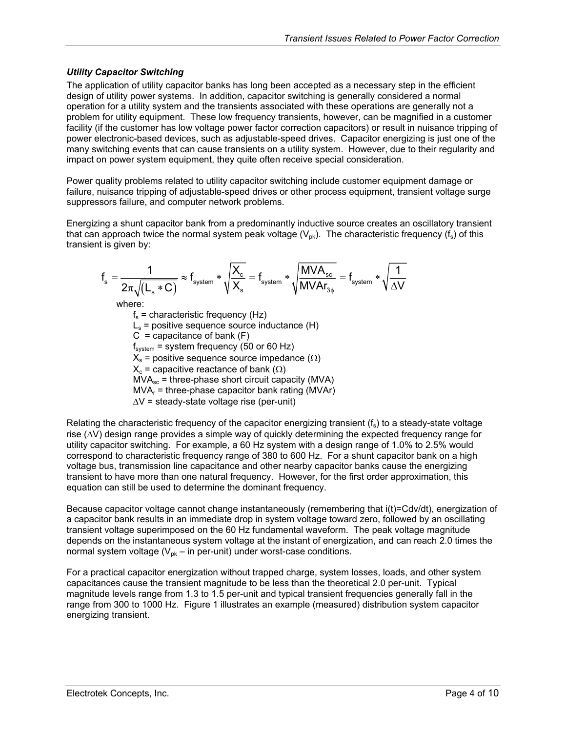### *Utility Capacitor Switching*

The application of utility capacitor banks has long been accepted as a necessary step in the efficient design of utility power systems. In addition, capacitor switching is generally considered a normal operation for a utility system and the transients associated with these operations are generally not a problem for utility equipment. These low frequency transients, however, can be magnified in a customer facility (if the customer has low voltage power factor correction capacitors) or result in nuisance tripping of power electronic-based devices, such as adjustable-speed drives. Capacitor energizing is just one of the many switching events that can cause transients on a utility system. However, due to their regularity and impact on power system equipment, they quite often receive special consideration.

Power quality problems related to utility capacitor switching include customer equipment damage or failure, nuisance tripping of adjustable-speed drives or other process equipment, transient voltage surge suppressors failure, and computer network problems.

Energizing a shunt capacitor bank from a predominantly inductive source creates an oscillatory transient that can approach twice the normal system peak voltage ($V_{pk}$). The characteristic frequency ($f_s$) of this transient is given by:

$$f_s = \frac{1}{2\pi\sqrt{(L_s * C)}} \approx f_{system} * \sqrt{\frac{X_c}{X_s}} = f_{system} * \sqrt{\frac{MVA_{sc}}{MVAr_{3\phi}}} = f_{system} * \sqrt{\frac{1}{\Delta V}}$$

where:

- $f_s$ = characteristic frequency (Hz)
- $L_s$ = positive sequence source inductance (H)
- $C$ = capacitance of bank (F)
- $f_{system}$ = system frequency (50 or 60 Hz)
- $X_s$ = positive sequence source impedance ($\Omega$)
- $X_c$ = capacitive reactance of bank ($\Omega$)
- $MVA_{sc}$ = three-phase short circuit capacity (MVA)
- $MVA_r$ = three-phase capacitor bank rating (MVAr)
- $\Delta V$ = steady-state voltage rise (per-unit)

Relating the characteristic frequency of the capacitor energizing transient ($f_s$) to a steady-state voltage rise ($\Delta V$) design range provides a simple way of quickly determining the expected frequency range for utility capacitor switching. For example, a 60 Hz system with a design range of 1.0% to 2.5% would correspond to characteristic frequency range of 380 to 600 Hz. For a shunt capacitor bank on a high voltage bus, transmission line capacitance and other nearby capacitor banks cause the energizing transient to have more than one natural frequency. However, for the first order approximation, this equation can still be used to determine the dominant frequency.

Because capacitor voltage cannot change instantaneously (remembering that i(t)=Cdv/dt), energization of a capacitor bank results in an immediate drop in system voltage toward zero, followed by an oscillating transient voltage superimposed on the 60 Hz fundamental waveform. The peak voltage magnitude depends on the instantaneous system voltage at the instant of energization, and can reach 2.0 times the normal system voltage ($V_{pk}$ – in per-unit) under worst-case conditions.

For a practical capacitor energization without trapped charge, system losses, loads, and other system capacitances cause the transient magnitude to be less than the theoretical 2.0 per-unit. Typical magnitude levels range from 1.3 to 1.5 per-unit and typical transient frequencies generally fall in the range from 300 to 1000 Hz. Figure 1 illustrates an example (measured) distribution system capacitor energizing transient.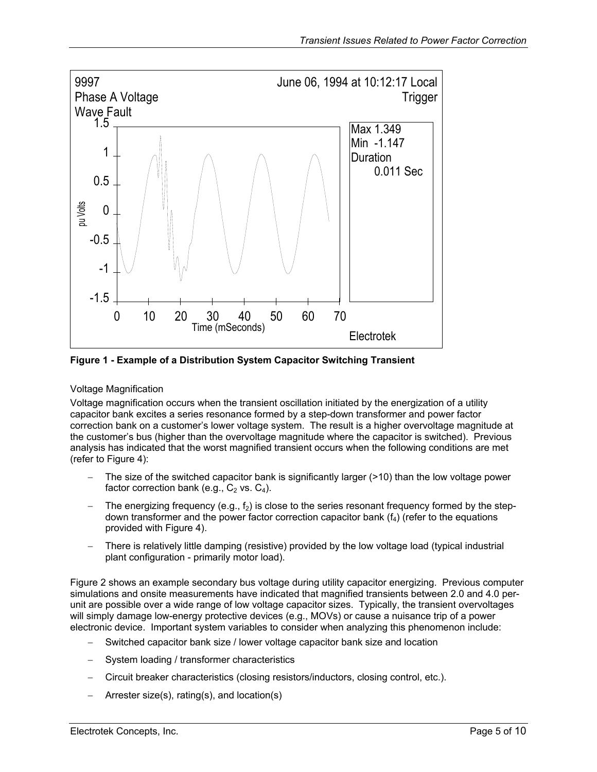Figure 1 - Example of a Distribution System Capacitor Switching Transient

### Voltage Magnification

Voltage magnification occurs when the transient oscillation initiated by the energization of a utility capacitor bank excites a series resonance formed by a step-down transformer and power factor correction bank on a customer's lower voltage system. The result is a higher overvoltage magnitude at the customer's bus (higher than the overvoltage magnitude where the capacitor is switched). Previous analysis has indicated that the worst magnified transient occurs when the following conditions are met (refer to Figure 4):

- The size of the switched capacitor bank is significantly larger (>10) than the low voltage power factor correction bank (e.g., $C_2$ vs. $C_4$).
- The energizing frequency (e.g., $f_2$) is close to the series resonant frequency formed by the step-down transformer and the power factor correction capacitor bank ($f_4$) (refer to the equations provided with Figure 4).
- There is relatively little damping (resistive) provided by the low voltage load (typical industrial plant configuration - primarily motor load).

Figure 2 shows an example secondary bus voltage during utility capacitor energizing. Previous computer simulations and onsite measurements have indicated that magnified transients between 2.0 and 4.0 per-unit are possible over a wide range of low voltage capacitor sizes. Typically, the transient overvoltages will simply damage low-energy protective devices (e.g., MOVs) or cause a nuisance trip of a power electronic device. Important system variables to consider when analyzing this phenomenon include:

- Switched capacitor bank size / lower voltage capacitor bank size and location
- System loading / transformer characteristics
- Circuit breaker characteristics (closing resistors/inductors, closing control, etc.).
- Arrester size(s), rating(s), and location(s)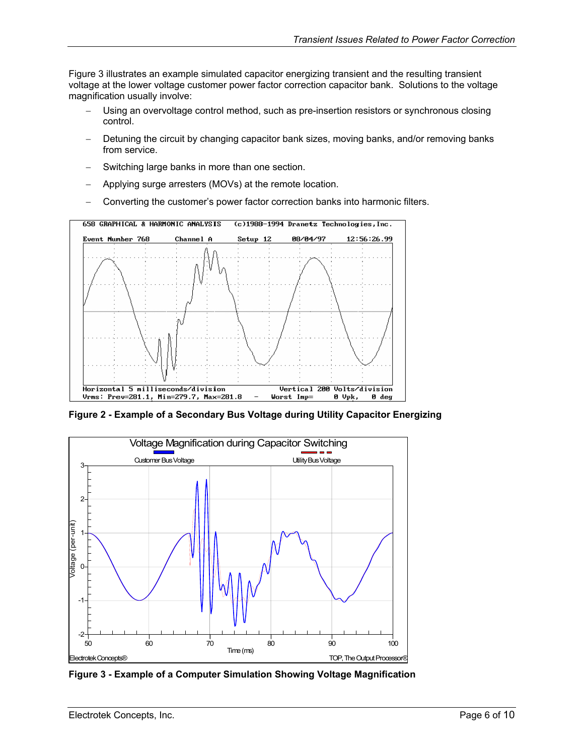Figure 3 illustrates an example simulated capacitor energizing transient and the resulting transient voltage at the lower voltage customer power factor correction capacitor bank. Solutions to the voltage magnification usually involve:

- Using an overvoltage control method, such as pre-insertion resistors or synchronous closing control.
- Detuning the circuit by changing capacitor bank sizes, moving banks, and/or removing banks from service.
- Switching large banks in more than one section.
- Applying surge arresters (MOVs) at the remote location.
- Converting the customer's power factor correction banks into harmonic filters.

**Figure 2 - Example of a Secondary Bus Voltage during Utility Capacitor Energizing**

**Figure 3 - Example of a Computer Simulation Showing Voltage Magnification**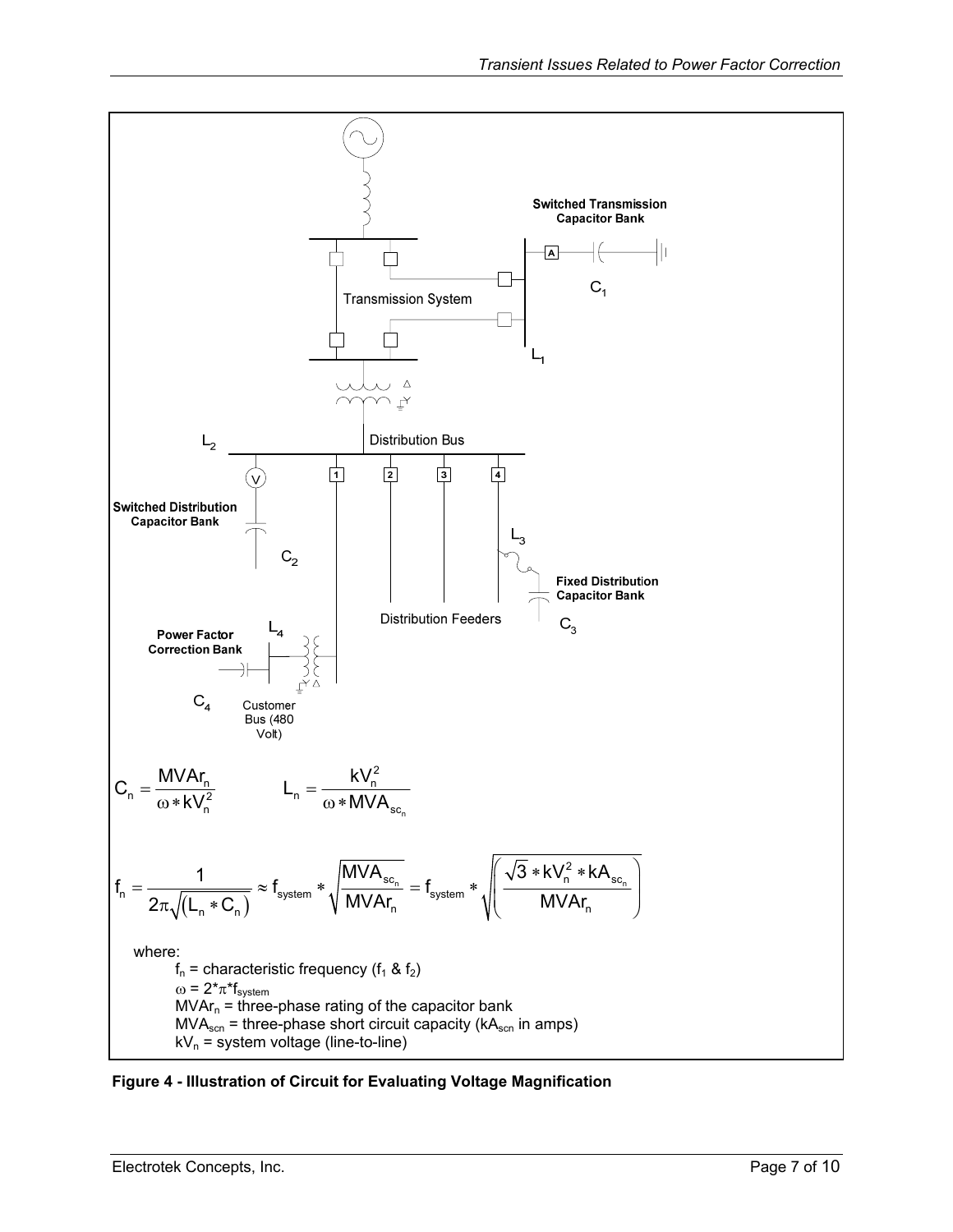$$C_n = \frac{MVAr_n}{\omega * kV_n^2} \qquad L_n = \frac{kV_n^2}{\omega * MVA_{sc_n}}$$

$$f_n = \frac{1}{2\pi\sqrt{(L_n * C_n)}} \approx f_{system} * \sqrt{\frac{MVA_{sc_n}}{MVAr_n}} = f_{system} * \sqrt{\left(\frac{\sqrt{3} * kV_n^2 * kA_{sc_n}}{MVAr_n}\right)}$$

where:

- $f_n$ = characteristic frequency ($f_1$ & $f_2$)
- $\omega = 2*\pi*f_{system}$
- $MVAr_n$ = three-phase rating of the capacitor bank
- $MVA_{scn}$ = three-phase short circuit capacity ($kA_{scn}$ in amps)
- $kV_n$ = system voltage (line-to-line)

**Figure 4 - Illustration of Circuit for Evaluating Voltage Magnification**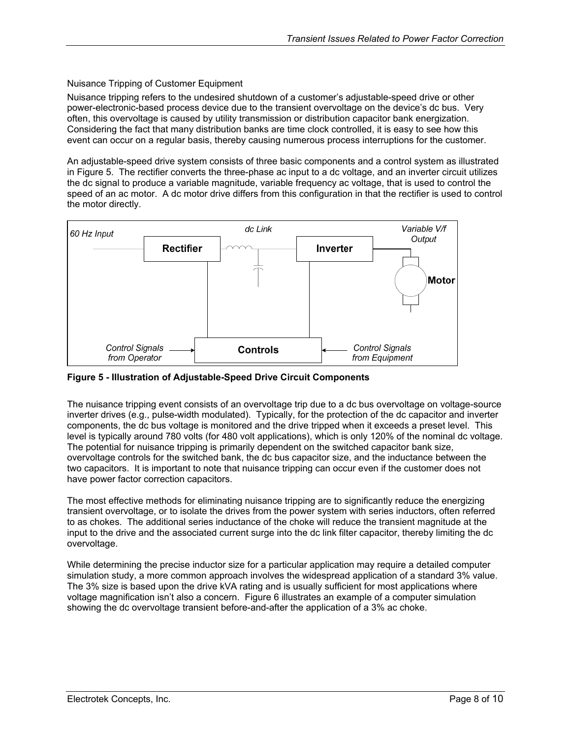### Nuisance Tripping of Customer Equipment

Nuisance tripping refers to the undesired shutdown of a customer's adjustable-speed drive or other power-electronic-based process device due to the transient overvoltage on the device's dc bus. Very often, this overvoltage is caused by utility transmission or distribution capacitor bank energization. Considering the fact that many distribution banks are time clock controlled, it is easy to see how this event can occur on a regular basis, thereby causing numerous process interruptions for the customer.

An adjustable-speed drive system consists of three basic components and a control system as illustrated in Figure 5. The rectifier converts the three-phase ac input to a dc voltage, and an inverter circuit utilizes the dc signal to produce a variable magnitude, variable frequency ac voltage, that is used to control the speed of an ac motor. A dc motor drive differs from this configuration in that the rectifier is used to control the motor directly.

**Figure 5 - Illustration of Adjustable-Speed Drive Circuit Components**

The nuisance tripping event consists of an overvoltage trip due to a dc bus overvoltage on voltage-source inverter drives (e.g., pulse-width modulated). Typically, for the protection of the dc capacitor and inverter components, the dc bus voltage is monitored and the drive tripped when it exceeds a preset level. This level is typically around 780 volts (for 480 volt applications), which is only 120% of the nominal dc voltage. The potential for nuisance tripping is primarily dependent on the switched capacitor bank size, overvoltage controls for the switched bank, the dc bus capacitor size, and the inductance between the two capacitors. It is important to note that nuisance tripping can occur even if the customer does not have power factor correction capacitors.

The most effective methods for eliminating nuisance tripping are to significantly reduce the energizing transient overvoltage, or to isolate the drives from the power system with series inductors, often referred to as chokes. The additional series inductance of the choke will reduce the transient magnitude at the input to the drive and the associated current surge into the dc link filter capacitor, thereby limiting the dc overvoltage.

While determining the precise inductor size for a particular application may require a detailed computer simulation study, a more common approach involves the widespread application of a standard 3% value. The 3% size is based upon the drive kVA rating and is usually sufficient for most applications where voltage magnification isn't also a concern. Figure 6 illustrates an example of a computer simulation showing the dc overvoltage transient before-and-after the application of a 3% ac choke.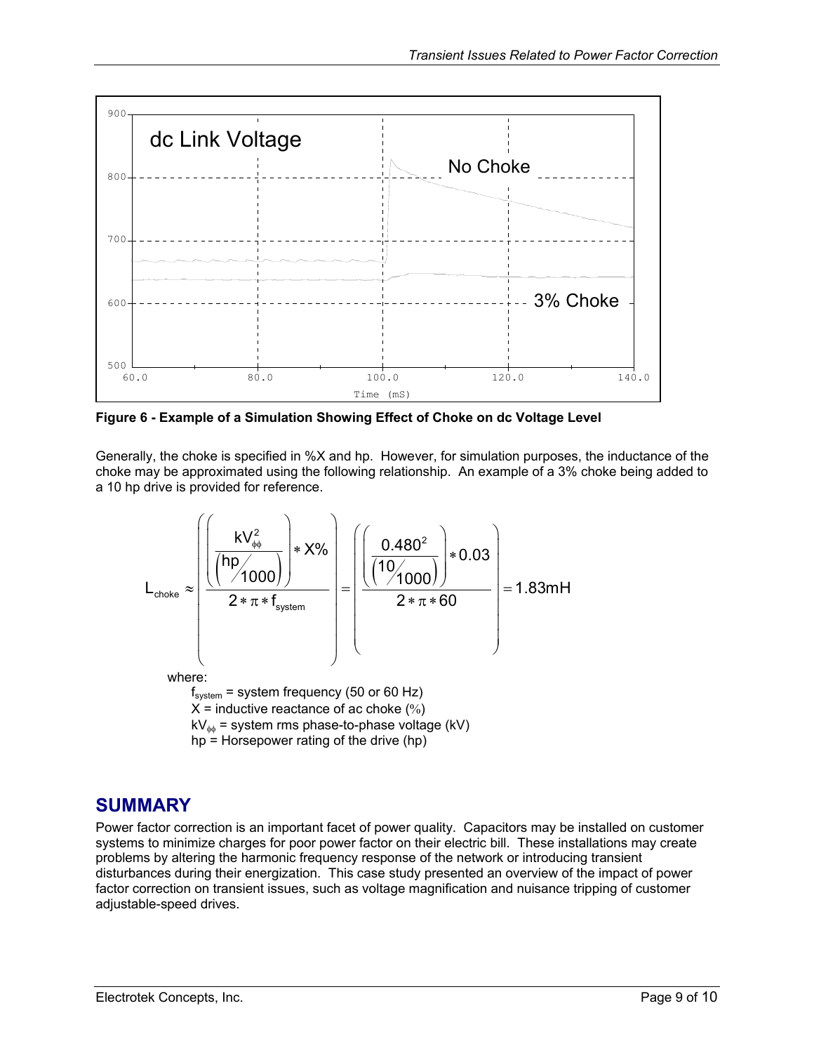Figure 6 - Example of a Simulation Showing Effect of Choke on dc Voltage Level

Generally, the choke is specified in %X and hp. However, for simulation purposes, the inductance of the choke may be approximated using the following relationship. An example of a 3% choke being added to a 10 hp drive is provided for reference.

$$L_{choke} \approx \left( \frac{\left( \frac{kV_{\phi\phi}^2}{\left( \frac{hp}{1000} \right)} \right) * X\%}{2 * \pi * f_{system}} \right) = \left( \frac{\left( \frac{0.480^2}{\left( \frac{10}{1000} \right)} \right) * 0.03}{2 * \pi * 60} \right) = 1.83\text{mH}$$

where:

$f_{system}$ = system frequency (50 or 60 Hz)
X = inductive reactance of ac choke (%)
$kV_{\phi\phi}$ = system rms phase-to-phase voltage (kV)
hp = Horsepower rating of the drive (hp)

## SUMMARY

Power factor correction is an important facet of power quality. Capacitors may be installed on customer systems to minimize charges for poor power factor on their electric bill. These installations may create problems by altering the harmonic frequency response of the network or introducing transient disturbances during their energization. This case study presented an overview of the impact of power factor correction on transient issues, such as voltage magnification and nuisance tripping of customer adjustable-speed drives.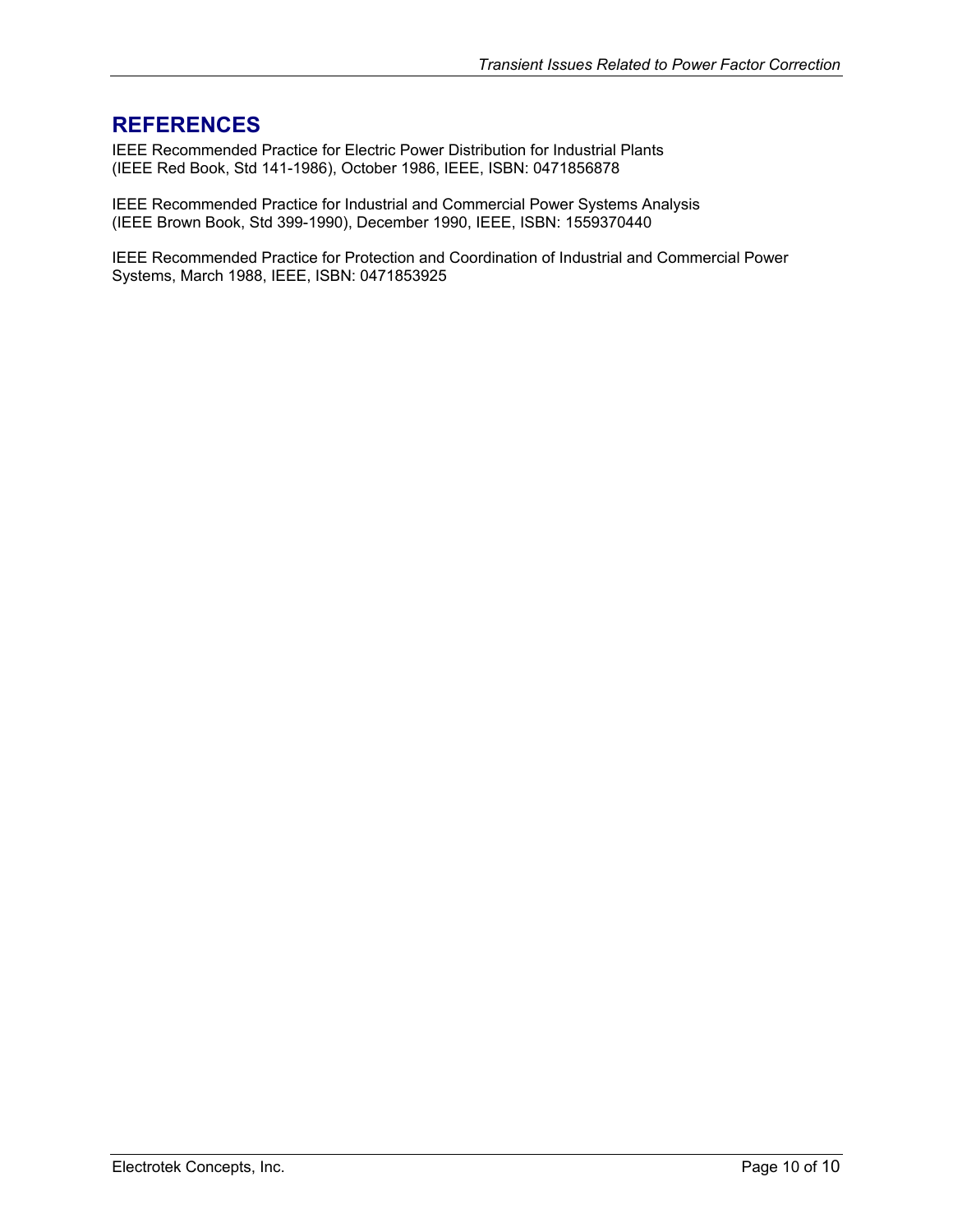## REFERENCES

IEEE Recommended Practice for Electric Power Distribution for Industrial Plants (IEEE Red Book, Std 141-1986), October 1986, IEEE, ISBN: 0471856878

IEEE Recommended Practice for Industrial and Commercial Power Systems Analysis (IEEE Brown Book, Std 399-1990), December 1990, IEEE, ISBN: 1559370440

IEEE Recommended Practice for Protection and Coordination of Industrial and Commercial Power Systems, March 1988, IEEE, ISBN: 0471853925